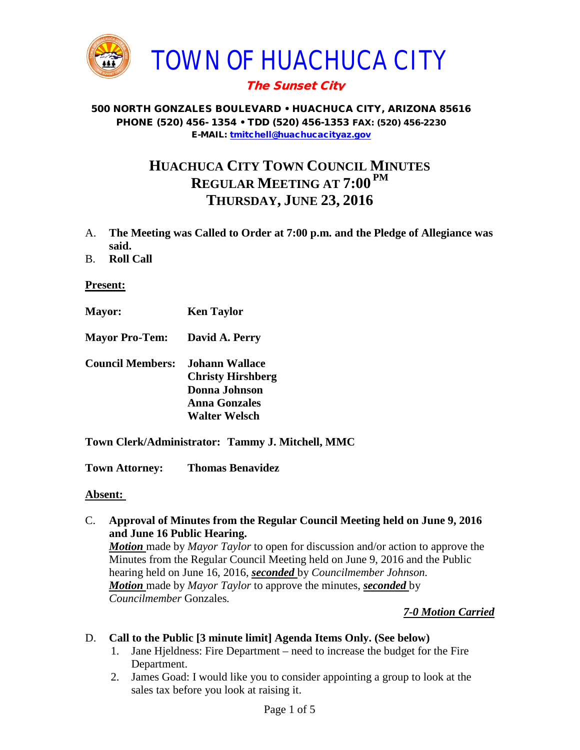# TOWN OF HUACHUCA CITY

***The Sunset City***

**500 NORTH GONZALES BOULEVARD • HUACHUCA CITY, ARIZONA 85616**
**PHONE (520) 456- 1354 • TDD (520) 456-1353 FAX: (520) 456-2230**
**E-MAIL: tmitchell@huachucacityaz.gov**

## HUACHUCA CITY TOWN COUNCIL MINUTES
## REGULAR MEETING AT 7:00 PM
## THURSDAY, JUNE 23, 2016

A. **The Meeting was Called to Order at 7:00 p.m. and the Pledge of Allegiance was said.**

B. **Roll Call**

**Present:**

**Mayor:** **Ken Taylor**

**Mayor Pro-Tem:** **David A. Perry**

**Council Members:** **Johann Wallace**
**Christy Hirshberg**
**Donna Johnson**
**Anna Gonzales**
**Walter Welsch**

**Town Clerk/Administrator: Tammy J. Mitchell, MMC**

**Town Attorney:** **Thomas Benavidez**

**Absent:**

C. **Approval of Minutes from the Regular Council Meeting held on June 9, 2016 and June 16 Public Hearing.**
***Motion*** made by *Mayor Taylor* to open for discussion and/or action to approve the Minutes from the Regular Council Meeting held on June 9, 2016 and the Public hearing held on June 16, 2016, ***seconded*** by *Councilmember Johnson.*
***Motion*** made by *Mayor Taylor* to approve the minutes, ***seconded*** by *Councilmember* Gonzales*.*

***7-0 Motion Carried***

D. **Call to the Public [3 minute limit] Agenda Items Only. (See below)**
   1. Jane Hjeldness: Fire Department – need to increase the budget for the Fire Department.
   2. James Goad: I would like you to consider appointing a group to look at the sales tax before you look at raising it.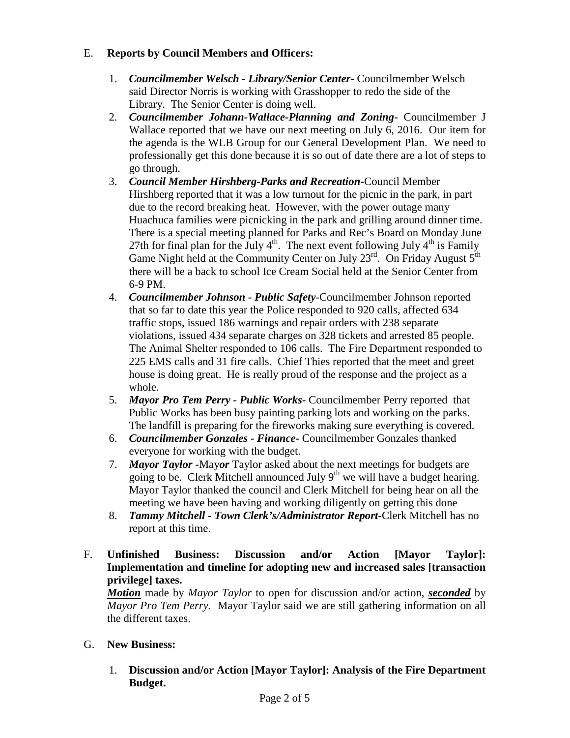E. **Reports by Council Members and Officers:**

1. ***Councilmember Welsch - Library/Senior Center-*** Councilmember Welsch said Director Norris is working with Grasshopper to redo the side of the Library. The Senior Center is doing well.
2. ***Councilmember Johann-Wallace-Planning and Zoning-*** Councilmember J Wallace reported that we have our next meeting on July 6, 2016. Our item for the agenda is the WLB Group for our General Development Plan. We need to professionally get this done because it is so out of date there are a lot of steps to go through.
3. ***Council Member Hirshberg-Parks and Recreation-***Council Member Hirshberg reported that it was a low turnout for the picnic in the park, in part due to the record breaking heat. However, with the power outage many Huachuca families were picnicking in the park and grilling around dinner time. There is a special meeting planned for Parks and Rec's Board on Monday June 27th for final plan for the July 4th. The next event following July 4th is Family Game Night held at the Community Center on July 23rd. On Friday August 5th there will be a back to school Ice Cream Social held at the Senior Center from 6-9 PM.
4. ***Councilmember Johnson - Public Safety-***Councilmember Johnson reported that so far to date this year the Police responded to 920 calls, affected 634 traffic stops, issued 186 warnings and repair orders with 238 separate violations, issued 434 separate charges on 328 tickets and arrested 85 people. The Animal Shelter responded to 106 calls. The Fire Department responded to 225 EMS calls and 31 fire calls. Chief Thies reported that the meet and greet house is doing great. He is really proud of the response and the project as a whole.
5. ***Mayor Pro Tem Perry - Public Works-*** Councilmember Perry reported that Public Works has been busy painting parking lots and working on the parks. The landfill is preparing for the fireworks making sure everything is covered.
6. ***Councilmember Gonzales - Finance-*** Councilmember Gonzales thanked everyone for working with the budget.
7. ***Mayor Taylor -***May***or*** Taylor asked about the next meetings for budgets are going to be. Clerk Mitchell announced July 9th we will have a budget hearing. Mayor Taylor thanked the council and Clerk Mitchell for being hear on all the meeting we have been having and working diligently on getting this done
8. ***Tammy Mitchell - Town Clerk's/Administrator Report-***Clerk Mitchell has no report at this time.

F. **Unfinished Business: Discussion and/or Action [Mayor Taylor]: Implementation and timeline for adopting new and increased sales [transaction privilege] taxes.**
***Motion*** made by *Mayor Taylor* to open for discussion and/or action, ***seconded*** by *Mayor Pro Tem Perry.* Mayor Taylor said we are still gathering information on all the different taxes.

G. **New Business:**

1. **Discussion and/or Action [Mayor Taylor]: Analysis of the Fire Department Budget.**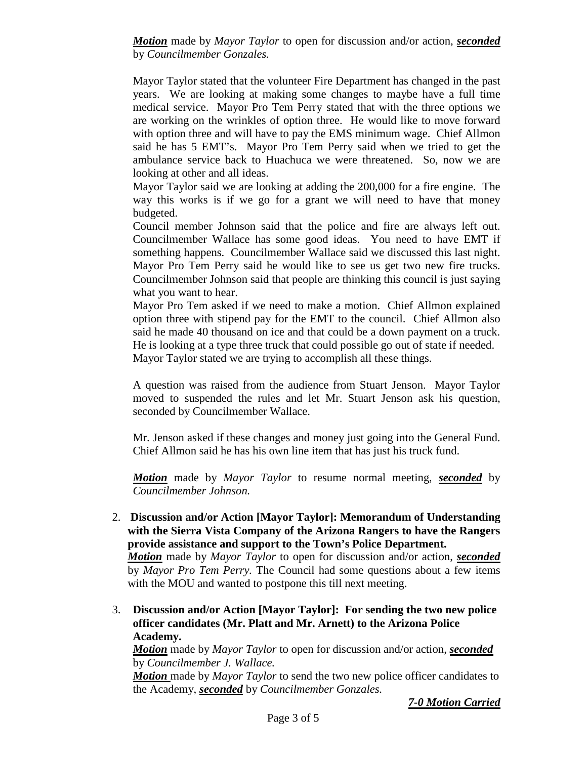***Motion*** made by *Mayor Taylor* to open for discussion and/or action, ***seconded*** by *Councilmember Gonzales.*

Mayor Taylor stated that the volunteer Fire Department has changed in the past years. We are looking at making some changes to maybe have a full time medical service. Mayor Pro Tem Perry stated that with the three options we are working on the wrinkles of option three. He would like to move forward with option three and will have to pay the EMS minimum wage. Chief Allmon said he has 5 EMT's. Mayor Pro Tem Perry said when we tried to get the ambulance service back to Huachuca we were threatened. So, now we are looking at other and all ideas.

Mayor Taylor said we are looking at adding the 200,000 for a fire engine. The way this works is if we go for a grant we will need to have that money budgeted.

Council member Johnson said that the police and fire are always left out. Councilmember Wallace has some good ideas. You need to have EMT if something happens. Councilmember Wallace said we discussed this last night. Mayor Pro Tem Perry said he would like to see us get two new fire trucks. Councilmember Johnson said that people are thinking this council is just saying what you want to hear.

Mayor Pro Tem asked if we need to make a motion. Chief Allmon explained option three with stipend pay for the EMT to the council. Chief Allmon also said he made 40 thousand on ice and that could be a down payment on a truck. He is looking at a type three truck that could possible go out of state if needed. Mayor Taylor stated we are trying to accomplish all these things.

A question was raised from the audience from Stuart Jenson. Mayor Taylor moved to suspended the rules and let Mr. Stuart Jenson ask his question, seconded by Councilmember Wallace.

Mr. Jenson asked if these changes and money just going into the General Fund. Chief Allmon said he has his own line item that has just his truck fund.

***Motion*** made by *Mayor Taylor* to resume normal meeting, ***seconded*** by *Councilmember Johnson.*

2. **Discussion and/or Action [Mayor Taylor]: Memorandum of Understanding with the Sierra Vista Company of the Arizona Rangers to have the Rangers provide assistance and support to the Town's Police Department.**
   ***Motion*** made by *Mayor Taylor* to open for discussion and/or action, ***seconded*** by *Mayor Pro Tem Perry.* The Council had some questions about a few items with the MOU and wanted to postpone this till next meeting.

3. **Discussion and/or Action [Mayor Taylor]: For sending the two new police officer candidates (Mr. Platt and Mr. Arnett) to the Arizona Police Academy.**
   ***Motion*** made by *Mayor Taylor* to open for discussion and/or action, ***seconded*** by *Councilmember J. Wallace.*
   ***Motion*** made by *Mayor Taylor* to send the two new police officer candidates to the Academy, ***seconded*** by *Councilmember Gonzales.*

***7-0 Motion Carried***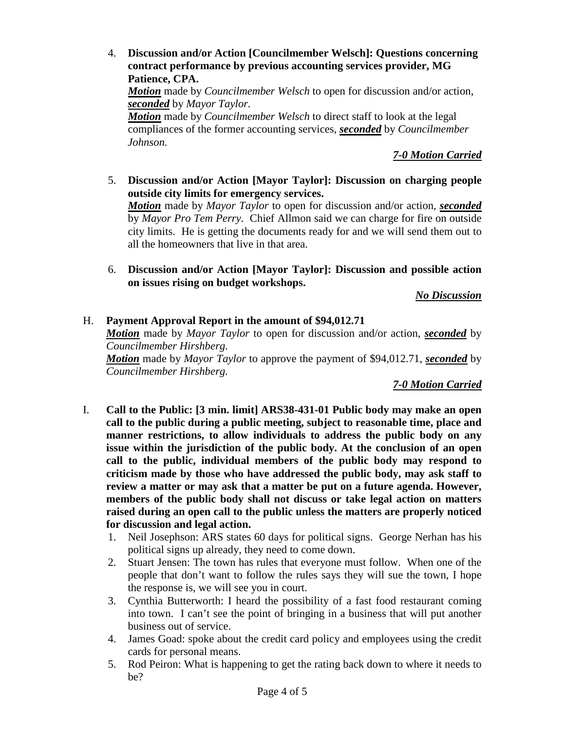4. **Discussion and/or Action [Councilmember Welsch]: Questions concerning contract performance by previous accounting services provider, MG Patience, CPA.**
   ***Motion*** made by *Councilmember Welsch* to open for discussion and/or action, ***seconded*** by *Mayor Taylor.*
   ***Motion*** made by *Councilmember Welsch* to direct staff to look at the legal compliances of the former accounting services, ***seconded*** by *Councilmember Johnson.*

   ***7-0 Motion Carried***

5. **Discussion and/or Action [Mayor Taylor]: Discussion on charging people outside city limits for emergency services.**
   ***Motion*** made by *Mayor Taylor* to open for discussion and/or action, ***seconded*** by *Mayor Pro Tem Perry*. Chief Allmon said we can charge for fire on outside city limits. He is getting the documents ready for and we will send them out to all the homeowners that live in that area.

6. **Discussion and/or Action [Mayor Taylor]: Discussion and possible action on issues rising on budget workshops.**

   ***No Discussion***

H. **Payment Approval Report in the amount of $94,012.71**
   ***Motion*** made by *Mayor Taylor* to open for discussion and/or action, ***seconded*** by *Councilmember Hirshberg.*
   ***Motion*** made by *Mayor Taylor* to approve the payment of $94,012.71, ***seconded*** by *Councilmember Hirshberg.*

   ***7-0 Motion Carried***

I. **Call to the Public: [3 min. limit] ARS38-431-01 Public body may make an open call to the public during a public meeting, subject to reasonable time, place and manner restrictions, to allow individuals to address the public body on any issue within the jurisdiction of the public body. At the conclusion of an open call to the public, individual members of the public body may respond to criticism made by those who have addressed the public body, may ask staff to review a matter or may ask that a matter be put on a future agenda. However, members of the public body shall not discuss or take legal action on matters raised during an open call to the public unless the matters are properly noticed for discussion and legal action.**
   1. Neil Josephson: ARS states 60 days for political signs. George Nerhan has his political signs up already, they need to come down.
   2. Stuart Jensen: The town has rules that everyone must follow. When one of the people that don't want to follow the rules says they will sue the town, I hope the response is, we will see you in court.
   3. Cynthia Butterworth: I heard the possibility of a fast food restaurant coming into town. I can't see the point of bringing in a business that will put another business out of service.
   4. James Goad: spoke about the credit card policy and employees using the credit cards for personal means.
   5. Rod Peiron: What is happening to get the rating back down to where it needs to be?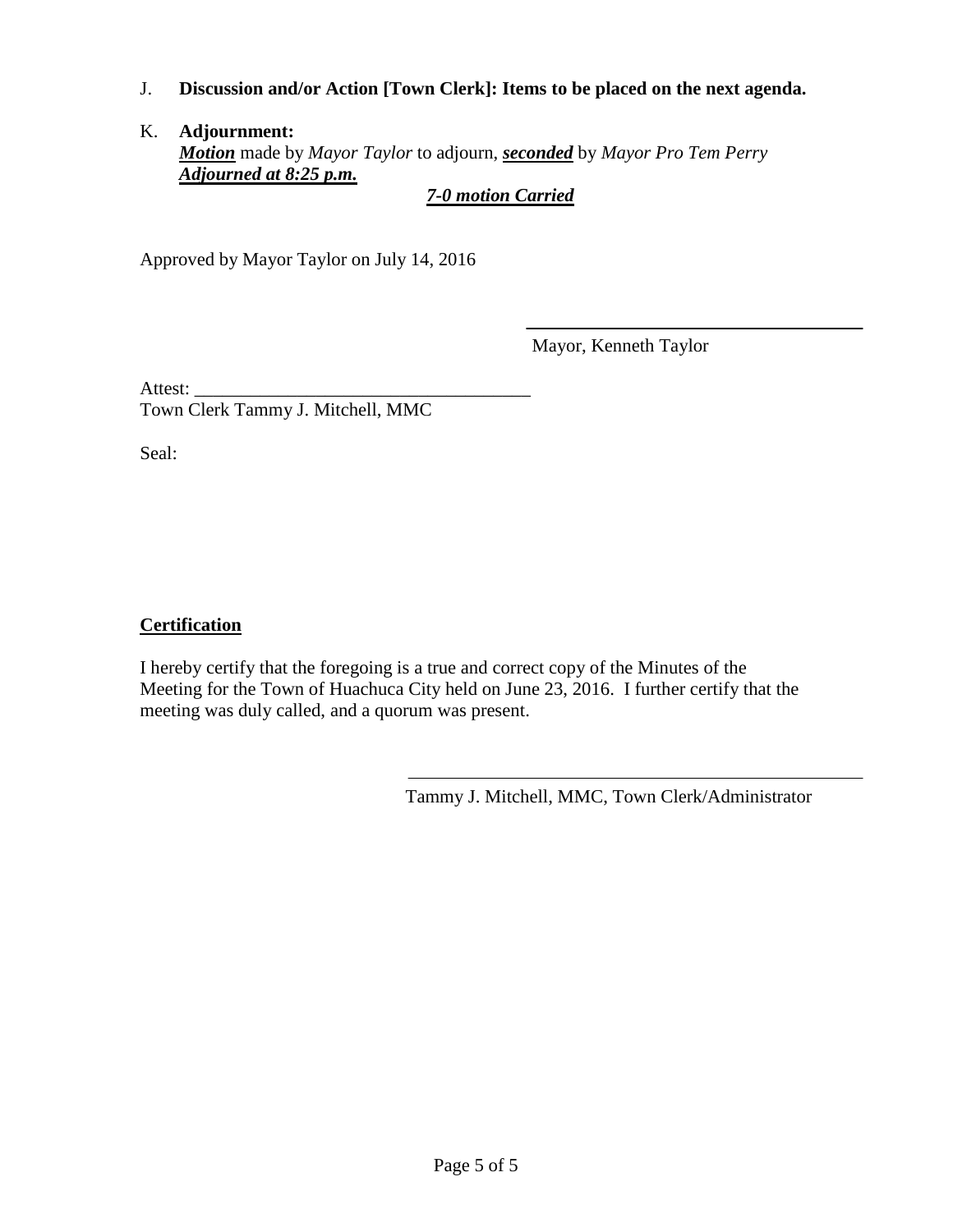J. **Discussion and/or Action [Town Clerk]: Items to be placed on the next agenda.**

K. **Adjournment:**
***Motion*** made by *Mayor Taylor* to adjourn, ***seconded*** by *Mayor Pro Tem Perry*
***Adjourned at 8:25 p.m.***

***7-0 motion Carried***

Approved by Mayor Taylor on July 14, 2016

___________________________________
Mayor, Kenneth Taylor

Attest: _____________________________________
Town Clerk Tammy J. Mitchell, MMC

Seal:

**Certification**

I hereby certify that the foregoing is a true and correct copy of the Minutes of the Meeting for the Town of Huachuca City held on June 23, 2016. I further certify that the meeting was duly called, and a quorum was present.

_____________________________________________
Tammy J. Mitchell, MMC, Town Clerk/Administrator